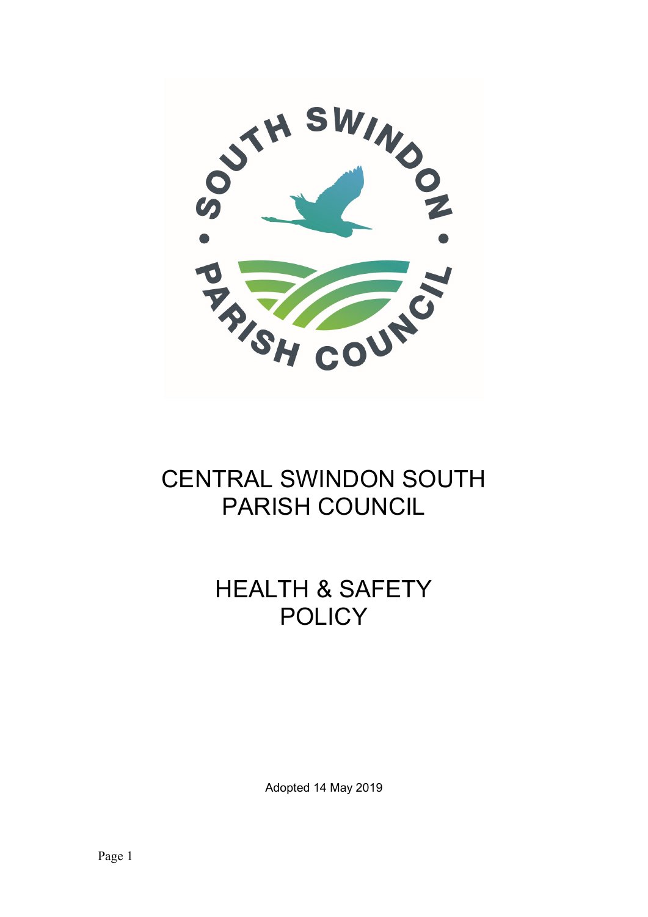# CENTRAL SWINDON SOUTH PARISH COUNCIL

# HEALTH & SAFETY POLICY

Adopted 14 May 2019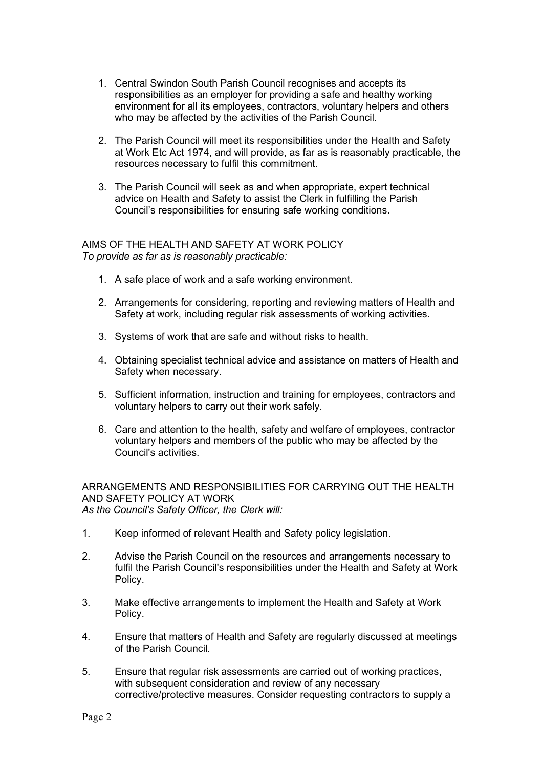1. Central Swindon South Parish Council recognises and accepts its responsibilities as an employer for providing a safe and healthy working environment for all its employees, contractors, voluntary helpers and others who may be affected by the activities of the Parish Council.

2. The Parish Council will meet its responsibilities under the Health and Safety at Work Etc Act 1974, and will provide, as far as is reasonably practicable, the resources necessary to fulfil this commitment.

3. The Parish Council will seek as and when appropriate, expert technical advice on Health and Safety to assist the Clerk in fulfilling the Parish Council's responsibilities for ensuring safe working conditions.

AIMS OF THE HEALTH AND SAFETY AT WORK POLICY
*To provide as far as is reasonably practicable:*

1. A safe place of work and a safe working environment.

2. Arrangements for considering, reporting and reviewing matters of Health and Safety at work, including regular risk assessments of working activities.

3. Systems of work that are safe and without risks to health.

4. Obtaining specialist technical advice and assistance on matters of Health and Safety when necessary.

5. Sufficient information, instruction and training for employees, contractors and voluntary helpers to carry out their work safely.

6. Care and attention to the health, safety and welfare of employees, contractor voluntary helpers and members of the public who may be affected by the Council's activities.

ARRANGEMENTS AND RESPONSIBILITIES FOR CARRYING OUT THE HEALTH AND SAFETY POLICY AT WORK
*As the Council's Safety Officer, the Clerk will:*

1. Keep informed of relevant Health and Safety policy legislation.

2. Advise the Parish Council on the resources and arrangements necessary to fulfil the Parish Council's responsibilities under the Health and Safety at Work Policy.

3. Make effective arrangements to implement the Health and Safety at Work Policy.

4. Ensure that matters of Health and Safety are regularly discussed at meetings of the Parish Council.

5. Ensure that regular risk assessments are carried out of working practices, with subsequent consideration and review of any necessary corrective/protective measures. Consider requesting contractors to supply a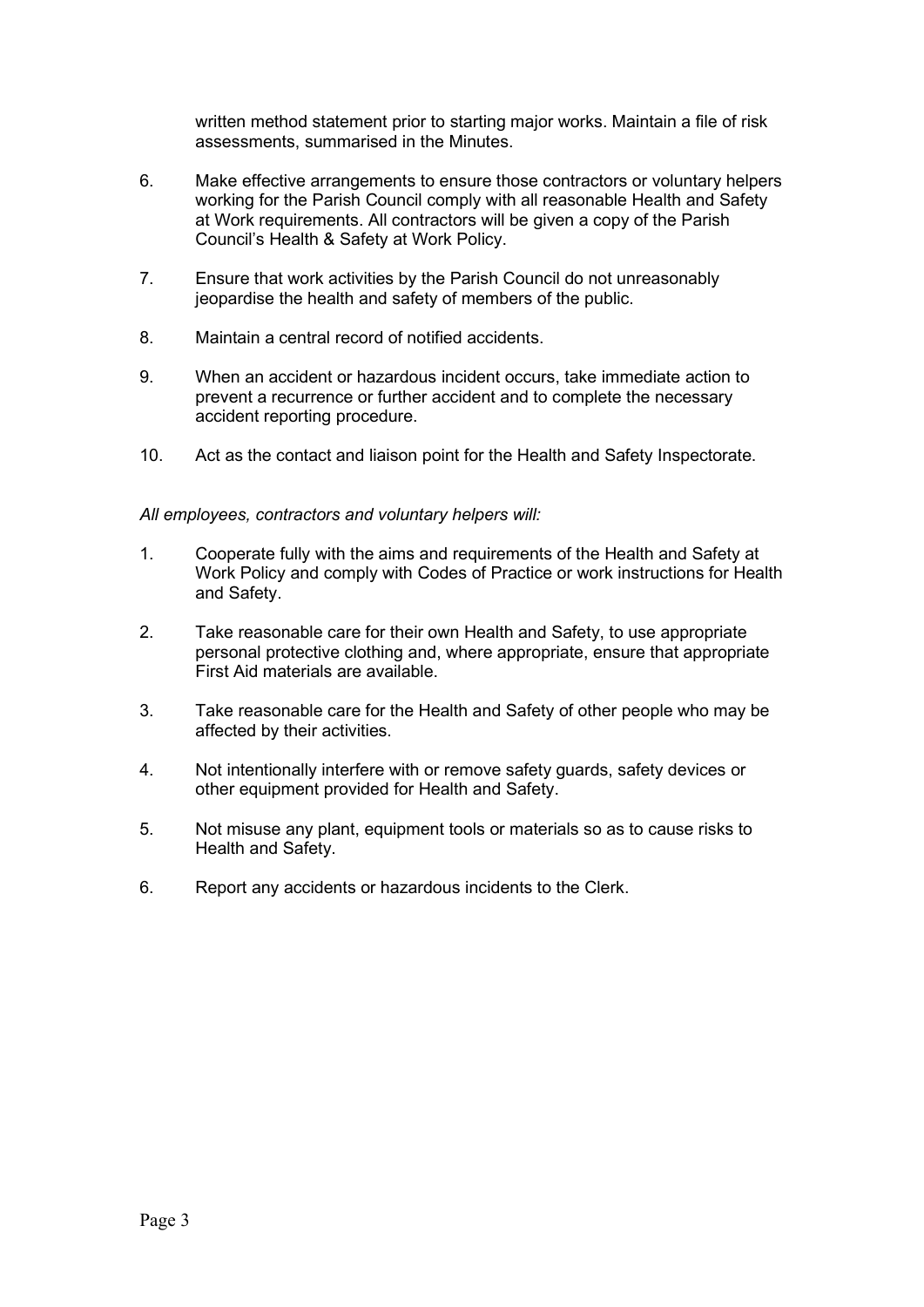written method statement prior to starting major works. Maintain a file of risk assessments, summarised in the Minutes.

6. Make effective arrangements to ensure those contractors or voluntary helpers working for the Parish Council comply with all reasonable Health and Safety at Work requirements. All contractors will be given a copy of the Parish Council's Health & Safety at Work Policy.

7. Ensure that work activities by the Parish Council do not unreasonably jeopardise the health and safety of members of the public.

8. Maintain a central record of notified accidents.

9. When an accident or hazardous incident occurs, take immediate action to prevent a recurrence or further accident and to complete the necessary accident reporting procedure.

10. Act as the contact and liaison point for the Health and Safety Inspectorate.

*All employees, contractors and voluntary helpers will:*

1. Cooperate fully with the aims and requirements of the Health and Safety at Work Policy and comply with Codes of Practice or work instructions for Health and Safety.

2. Take reasonable care for their own Health and Safety, to use appropriate personal protective clothing and, where appropriate, ensure that appropriate First Aid materials are available.

3. Take reasonable care for the Health and Safety of other people who may be affected by their activities.

4. Not intentionally interfere with or remove safety guards, safety devices or other equipment provided for Health and Safety.

5. Not misuse any plant, equipment tools or materials so as to cause risks to Health and Safety.

6. Report any accidents or hazardous incidents to the Clerk.